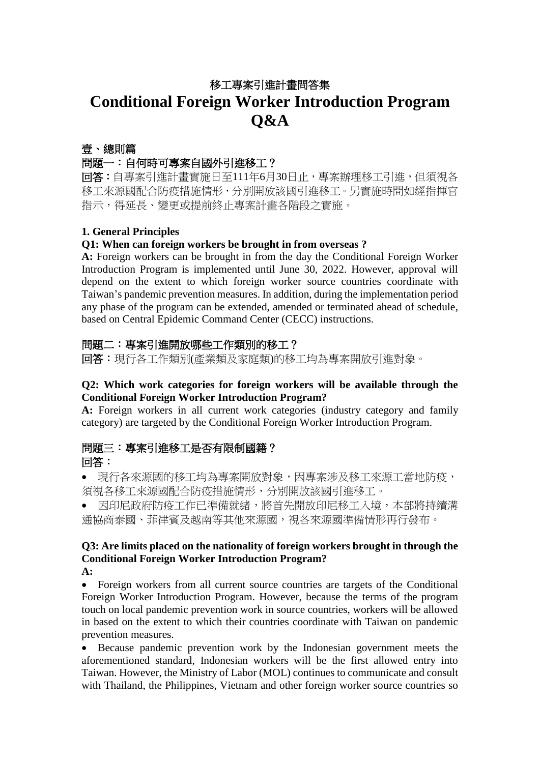# 移工專案引進計畫問答集

# Conditional Foreign Worker Introduction Program Q&A

## 壹、總則篇

### 問題一：自何時可專案自國外引進移工？

**回答：**自專案引進計畫實施日至111年6月30日止，專案辦理移工引進，但須視各移工來源國配合防疫措施情形，分別開放該國引進移工。另實施時間如經指揮官指示，得延長、變更或提前終止專案計畫各階段之實施。

## 1. General Principles

### Q1: When can foreign workers be brought in from overseas ?

**A:** Foreign workers can be brought in from the day the Conditional Foreign Worker Introduction Program is implemented until June 30, 2022. However, approval will depend on the extent to which foreign worker source countries coordinate with Taiwan's pandemic prevention measures. In addition, during the implementation period any phase of the program can be extended, amended or terminated ahead of schedule, based on Central Epidemic Command Center (CECC) instructions.

### 問題二：專案引進開放哪些工作類別的移工？

**回答：**現行各工作類別(產業類及家庭類)的移工均為專案開放引進對象。

### Q2: Which work categories for foreign workers will be available through the Conditional Foreign Worker Introduction Program?

**A:** Foreign workers in all current work categories (industry category and family category) are targeted by the Conditional Foreign Worker Introduction Program.

### 問題三：專案引進移工是否有限制國籍？

**回答：**

- 現行各來源國的移工均為專案開放對象，因專案涉及移工來源工當地防疫，須視各移工來源國配合防疫措施情形，分別開放該國引進移工。
- 因印尼政府防疫工作已準備就緒，將首先開放印尼移工入境，本部將持續溝通協商泰國、菲律賓及越南等其他來源國，視各來源國準備情形再行發布。

### Q3: Are limits placed on the nationality of foreign workers brought in through the Conditional Foreign Worker Introduction Program?

**A:**

- Foreign workers from all current source countries are targets of the Conditional Foreign Worker Introduction Program. However, because the terms of the program touch on local pandemic prevention work in source countries, workers will be allowed in based on the extent to which their countries coordinate with Taiwan on pandemic prevention measures.
- Because pandemic prevention work by the Indonesian government meets the aforementioned standard, Indonesian workers will be the first allowed entry into Taiwan. However, the Ministry of Labor (MOL) continues to communicate and consult with Thailand, the Philippines, Vietnam and other foreign worker source countries so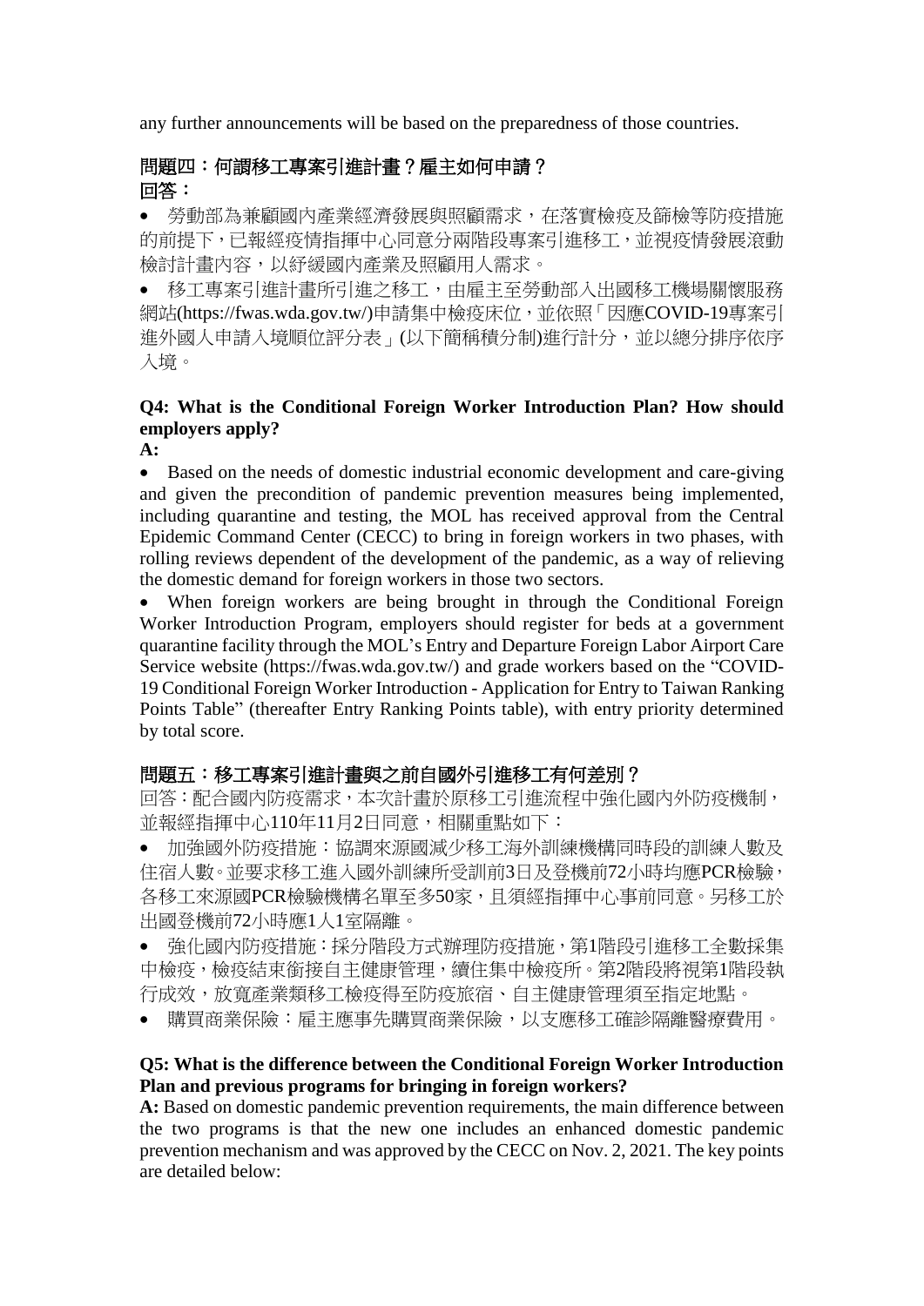any further announcements will be based on the preparedness of those countries.

**問題四：何謂移工專案引進計畫？雇主如何申請？**
**回答：**

- 勞動部為兼顧國內產業經濟發展與照顧需求，在落實檢疫及篩檢等防疫措施的前提下，已報經疫情指揮中心同意分兩階段專案引進移工，並視疫情發展滾動檢討計畫內容，以紓緩國內產業及照顧用人需求。
- 移工專案引進計畫所引進之移工，由雇主至勞動部入出國移工機場關懷服務網站(https://fwas.wda.gov.tw/)申請集中檢疫床位，並依照「因應COVID-19專案引進外國人申請入境順位評分表」(以下簡稱積分制)進行計分，並以總分排序依序入境。

**Q4: What is the Conditional Foreign Worker Introduction Plan? How should employers apply?**

**A:**

- Based on the needs of domestic industrial economic development and care-giving and given the precondition of pandemic prevention measures being implemented, including quarantine and testing, the MOL has received approval from the Central Epidemic Command Center (CECC) to bring in foreign workers in two phases, with rolling reviews dependent of the development of the pandemic, as a way of relieving the domestic demand for foreign workers in those two sectors.
- When foreign workers are being brought in through the Conditional Foreign Worker Introduction Program, employers should register for beds at a government quarantine facility through the MOL's Entry and Departure Foreign Labor Airport Care Service website (https://fwas.wda.gov.tw/) and grade workers based on the "COVID-19 Conditional Foreign Worker Introduction - Application for Entry to Taiwan Ranking Points Table" (thereafter Entry Ranking Points table), with entry priority determined by total score.

**問題五：移工專案引進計畫與之前自國外引進移工有何差別？**

回答：配合國內防疫需求，本次計畫於原移工引進流程中強化國內外防疫機制，並報經指揮中心110年11月2日同意，相關重點如下：

- 加強國外防疫措施：協調來源國減少移工海外訓練機構同時段的訓練人數及住宿人數。並要求移工進入國外訓練所受訓前3日及登機前72小時均應PCR檢驗，各移工來源國PCR檢驗機構名單至多50家，且須經指揮中心事前同意。另移工於出國登機前72小時應1人1室隔離。
- 強化國內防疫措施：採分階段方式辦理防疫措施，第1階段引進移工全數採集中檢疫，檢疫結束銜接自主健康管理，續住集中檢疫所。第2階段將視第1階段執行成效，放寬產業類移工檢疫得至防疫旅宿、自主健康管理須至指定地點。
- 購買商業保險：雇主應事先購買商業保險，以支應移工確診隔離醫療費用。

**Q5: What is the difference between the Conditional Foreign Worker Introduction Plan and previous programs for bringing in foreign workers?**

**A:** Based on domestic pandemic prevention requirements, the main difference between the two programs is that the new one includes an enhanced domestic pandemic prevention mechanism and was approved by the CECC on Nov. 2, 2021. The key points are detailed below: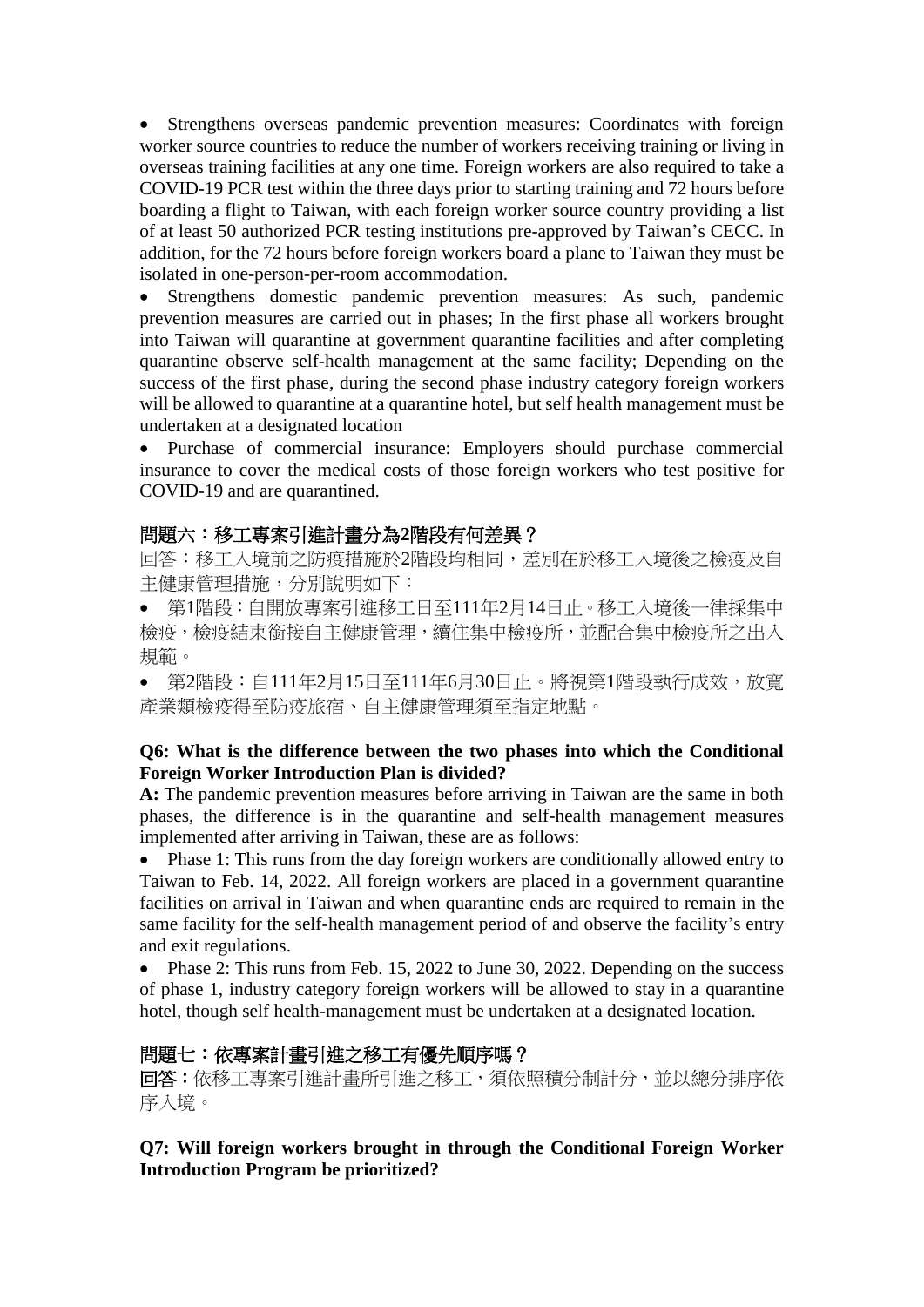- Strengthens overseas pandemic prevention measures: Coordinates with foreign worker source countries to reduce the number of workers receiving training or living in overseas training facilities at any one time. Foreign workers are also required to take a COVID-19 PCR test within the three days prior to starting training and 72 hours before boarding a flight to Taiwan, with each foreign worker source country providing a list of at least 50 authorized PCR testing institutions pre-approved by Taiwan's CECC. In addition, for the 72 hours before foreign workers board a plane to Taiwan they must be isolated in one-person-per-room accommodation.
- Strengthens domestic pandemic prevention measures: As such, pandemic prevention measures are carried out in phases; In the first phase all workers brought into Taiwan will quarantine at government quarantine facilities and after completing quarantine observe self-health management at the same facility; Depending on the success of the first phase, during the second phase industry category foreign workers will be allowed to quarantine at a quarantine hotel, but self health management must be undertaken at a designated location
- Purchase of commercial insurance: Employers should purchase commercial insurance to cover the medical costs of those foreign workers who test positive for COVID-19 and are quarantined.

**問題六：移工專案引進計畫分為2階段有何差異？**

回答：移工入境前之防疫措施於2階段均相同，差別在於移工入境後之檢疫及自主健康管理措施，分別說明如下：

- 第1階段：自開放專案引進移工日至111年2月14日止。移工入境後一律採集中檢疫，檢疫結束銜接自主健康管理，續住集中檢疫所，並配合集中檢疫所之出入規範。
- 第2階段：自111年2月15日至111年6月30日止。將視第1階段執行成效，放寬產業類檢疫得至防疫旅宿、自主健康管理須至指定地點。

**Q6: What is the difference between the two phases into which the Conditional Foreign Worker Introduction Plan is divided?**

**A:** The pandemic prevention measures before arriving in Taiwan are the same in both phases, the difference is in the quarantine and self-health management measures implemented after arriving in Taiwan, these are as follows:

- Phase 1: This runs from the day foreign workers are conditionally allowed entry to Taiwan to Feb. 14, 2022. All foreign workers are placed in a government quarantine facilities on arrival in Taiwan and when quarantine ends are required to remain in the same facility for the self-health management period of and observe the facility's entry and exit regulations.
- Phase 2: This runs from Feb. 15, 2022 to June 30, 2022. Depending on the success of phase 1, industry category foreign workers will be allowed to stay in a quarantine hotel, though self health-management must be undertaken at a designated location.

**問題七：依專案計畫引進之移工有優先順序嗎？**

**回答：**依移工專案引進計畫所引進之移工，須依照積分制計分，並以總分排序依序入境。

**Q7: Will foreign workers brought in through the Conditional Foreign Worker Introduction Program be prioritized?**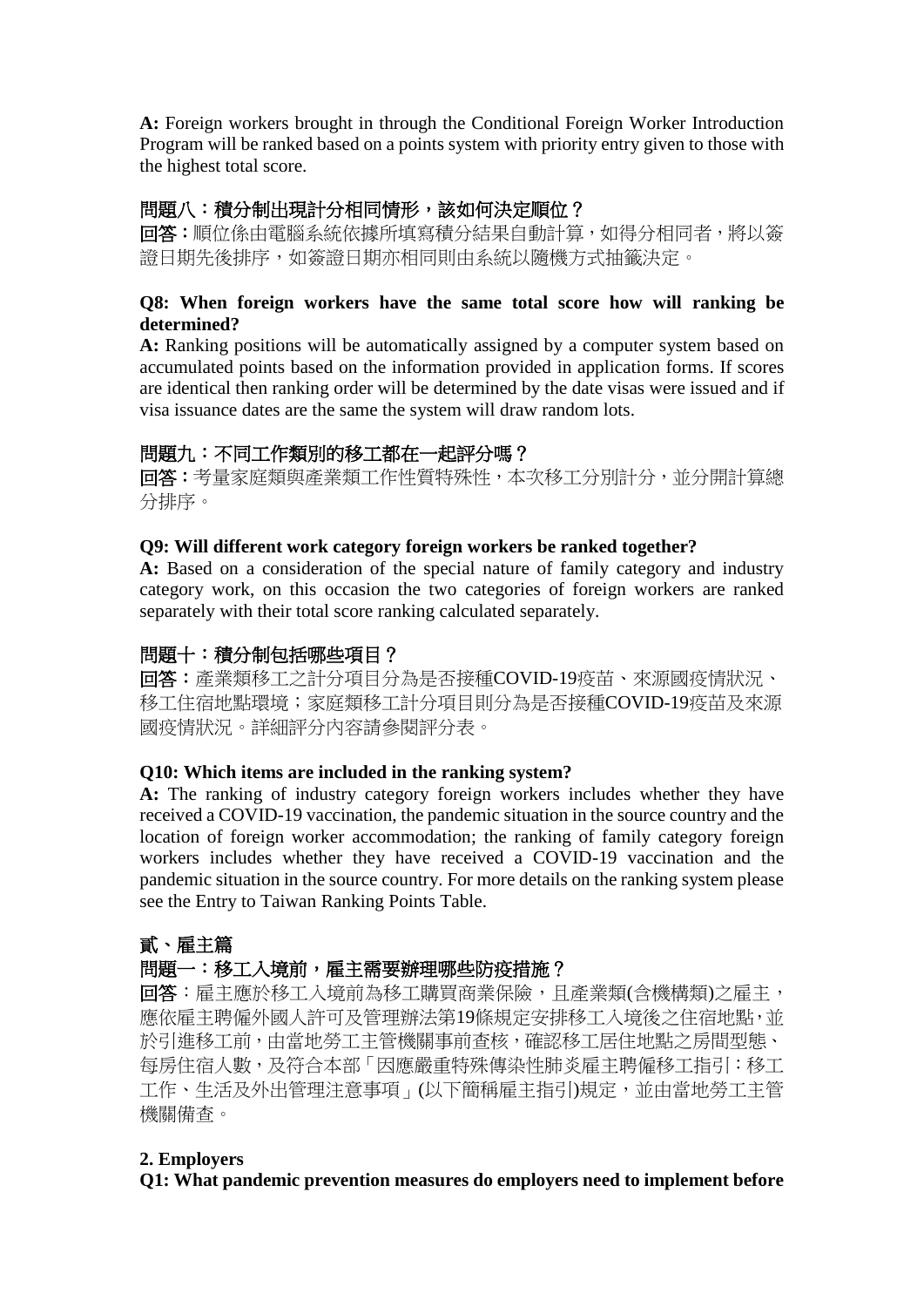**A:** Foreign workers brought in through the Conditional Foreign Worker Introduction Program will be ranked based on a points system with priority entry given to those with the highest total score.

**問題八：積分制出現計分相同情形，該如何決定順位？**

**回答：**順位係由電腦系統依據所填寫積分結果自動計算，如得分相同者，將以簽證日期先後排序，如簽證日期亦相同則由系統以隨機方式抽籤決定。

**Q8: When foreign workers have the same total score how will ranking be determined?**

**A:** Ranking positions will be automatically assigned by a computer system based on accumulated points based on the information provided in application forms. If scores are identical then ranking order will be determined by the date visas were issued and if visa issuance dates are the same the system will draw random lots.

**問題九：不同工作類別的移工都在一起評分嗎？**

**回答：**考量家庭類與產業類工作性質特殊性，本次移工分別計分，並分開計算總分排序。

**Q9: Will different work category foreign workers be ranked together?**

**A:** Based on a consideration of the special nature of family category and industry category work, on this occasion the two categories of foreign workers are ranked separately with their total score ranking calculated separately.

**問題十：積分制包括哪些項目？**

**回答：**產業類移工之計分項目分為是否接種COVID-19疫苗、來源國疫情狀況、移工住宿地點環境；家庭類移工計分項目則分為是否接種COVID-19疫苗及來源國疫情狀況。詳細評分內容請參閱評分表。

**Q10: Which items are included in the ranking system?**

**A:** The ranking of industry category foreign workers includes whether they have received a COVID-19 vaccination, the pandemic situation in the source country and the location of foreign worker accommodation; the ranking of family category foreign workers includes whether they have received a COVID-19 vaccination and the pandemic situation in the source country. For more details on the ranking system please see the Entry to Taiwan Ranking Points Table.

## 貳、雇主篇

**問題一：移工入境前，雇主需要辦理哪些防疫措施？**

**回答**：雇主應於移工入境前為移工購買商業保險，且產業類(含機構類)之雇主，應依雇主聘僱外國人許可及管理辦法第19條規定安排移工入境後之住宿地點，並於引進移工前，由當地勞工主管機關事前查核，確認移工居住地點之房間型態、每房住宿人數，及符合本部「因應嚴重特殊傳染性肺炎雇主聘僱移工指引：移工工作、生活及外出管理注意事項」(以下簡稱雇主指引)規定，並由當地勞工主管機關備查。

## 2. Employers

**Q1: What pandemic prevention measures do employers need to implement before**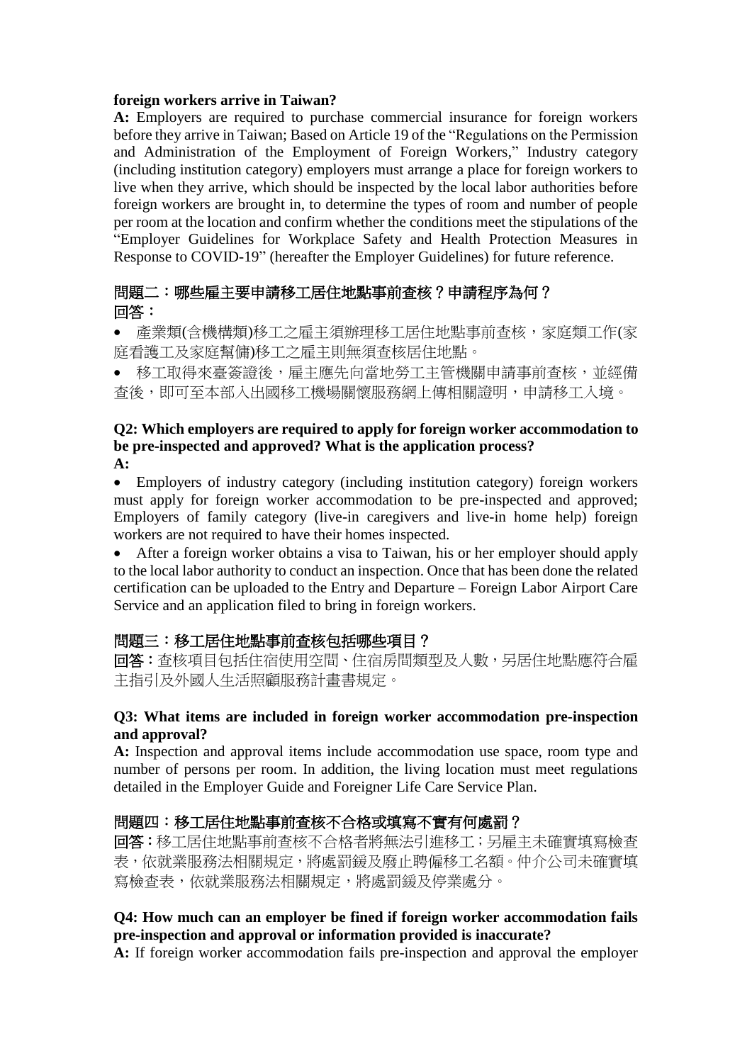**foreign workers arrive in Taiwan?**

**A:** Employers are required to purchase commercial insurance for foreign workers before they arrive in Taiwan; Based on Article 19 of the "Regulations on the Permission and Administration of the Employment of Foreign Workers," Industry category (including institution category) employers must arrange a place for foreign workers to live when they arrive, which should be inspected by the local labor authorities before foreign workers are brought in, to determine the types of room and number of people per room at the location and confirm whether the conditions meet the stipulations of the "Employer Guidelines for Workplace Safety and Health Protection Measures in Response to COVID-19" (hereafter the Employer Guidelines) for future reference.

## 問題二：哪些雇主要申請移工居住地點事前查核？申請程序為何？

**回答：**

- 產業類(含機構類)移工之雇主須辦理移工居住地點事前查核，家庭類工作(家庭看護工及家庭幫傭)移工之雇主則無須查核居住地點。
- 移工取得來臺簽證後，雇主應先向當地勞工主管機關申請事前查核，並經備查後，即可至本部入出國移工機場關懷服務網上傳相關證明，申請移工入境。

### Q2: Which employers are required to apply for foreign worker accommodation to be pre-inspected and approved? What is the application process?

**A:**

- Employers of industry category (including institution category) foreign workers must apply for foreign worker accommodation to be pre-inspected and approved; Employers of family category (live-in caregivers and live-in home help) foreign workers are not required to have their homes inspected.
- After a foreign worker obtains a visa to Taiwan, his or her employer should apply to the local labor authority to conduct an inspection. Once that has been done the related certification can be uploaded to the Entry and Departure – Foreign Labor Airport Care Service and an application filed to bring in foreign workers.

## 問題三：移工居住地點事前查核包括哪些項目？

**回答：**查核項目包括住宿使用空間、住宿房間類型及人數，另居住地點應符合雇主指引及外國人生活照顧服務計畫書規定。

### Q3: What items are included in foreign worker accommodation pre-inspection and approval?

**A:** Inspection and approval items include accommodation use space, room type and number of persons per room. In addition, the living location must meet regulations detailed in the Employer Guide and Foreigner Life Care Service Plan.

## 問題四：移工居住地點事前查核不合格或填寫不實有何處罰？

**回答：**移工居住地點事前查核不合格者將無法引進移工；另雇主未確實填寫檢查表，依就業服務法相關規定，將處罰鍰及廢止聘僱移工名額。仲介公司未確實填寫檢查表，依就業服務法相關規定，將處罰鍰及停業處分。

### Q4: How much can an employer be fined if foreign worker accommodation fails pre-inspection and approval or information provided is inaccurate?

**A:** If foreign worker accommodation fails pre-inspection and approval the employer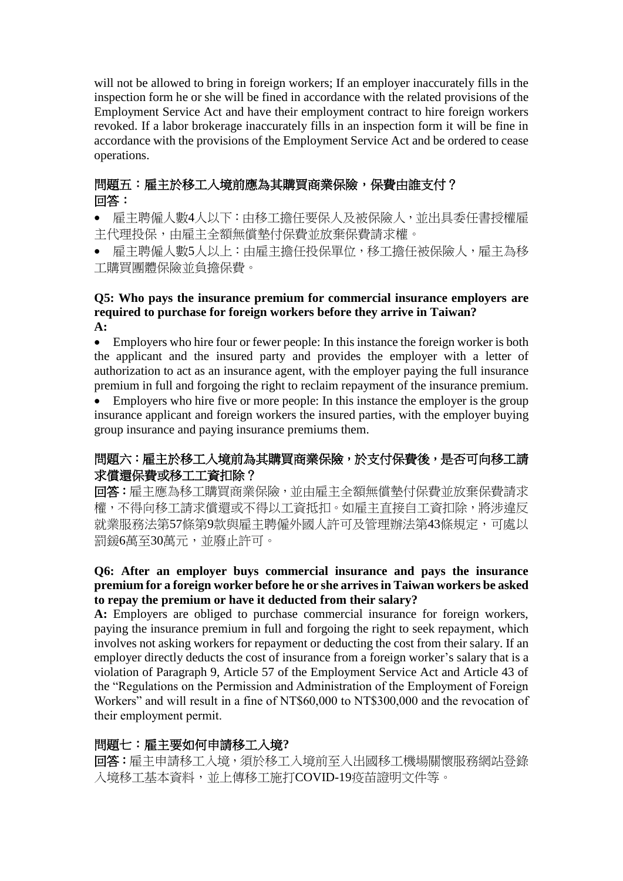will not be allowed to bring in foreign workers; If an employer inaccurately fills in the inspection form he or she will be fined in accordance with the related provisions of the Employment Service Act and have their employment contract to hire foreign workers revoked. If a labor brokerage inaccurately fills in an inspection form it will be fine in accordance with the provisions of the Employment Service Act and be ordered to cease operations.

**問題五：雇主於移工入境前應為其購買商業保險，保費由誰支付？**
**回答：**

- 雇主聘僱人數4人以下：由移工擔任要保人及被保險人，並出具委任書授權雇主代理投保，由雇主全額無償墊付保費並放棄保費請求權。
- 雇主聘僱人數5人以上：由雇主擔任投保單位，移工擔任被保險人，雇主為移工購買團體保險並負擔保費。

**Q5: Who pays the insurance premium for commercial insurance employers are required to purchase for foreign workers before they arrive in Taiwan?**
**A:**

- Employers who hire four or fewer people: In this instance the foreign worker is both the applicant and the insured party and provides the employer with a letter of authorization to act as an insurance agent, with the employer paying the full insurance premium in full and forgoing the right to reclaim repayment of the insurance premium.
- Employers who hire five or more people: In this instance the employer is the group insurance applicant and foreign workers the insured parties, with the employer buying group insurance and paying insurance premiums them.

**問題六：雇主於移工入境前為其購買商業保險，於支付保費後，是否可向移工請求償還保費或移工工資扣除？**

**回答：**雇主應為移工購買商業保險，並由雇主全額無償墊付保費並放棄保費請求權，不得向移工請求償還或不得以工資抵扣。如雇主直接自工資扣除，將涉違反就業服務法第57條第9款與雇主聘僱外國人許可及管理辦法第43條規定，可處以罰鍰6萬至30萬元，並廢止許可。

**Q6: After an employer buys commercial insurance and pays the insurance premium for a foreign worker before he or she arrives in Taiwan workers be asked to repay the premium or have it deducted from their salary?**

**A:** Employers are obliged to purchase commercial insurance for foreign workers, paying the insurance premium in full and forgoing the right to seek repayment, which involves not asking workers for repayment or deducting the cost from their salary. If an employer directly deducts the cost of insurance from a foreign worker's salary that is a violation of Paragraph 9, Article 57 of the Employment Service Act and Article 43 of the "Regulations on the Permission and Administration of the Employment of Foreign Workers" and will result in a fine of NT$60,000 to NT$300,000 and the revocation of their employment permit.

**問題七：雇主要如何申請移工入境?**

**回答：**雇主申請移工入境，須於移工入境前至入出國移工機場關懷服務網站登錄入境移工基本資料，並上傳移工施打COVID-19疫苗證明文件等。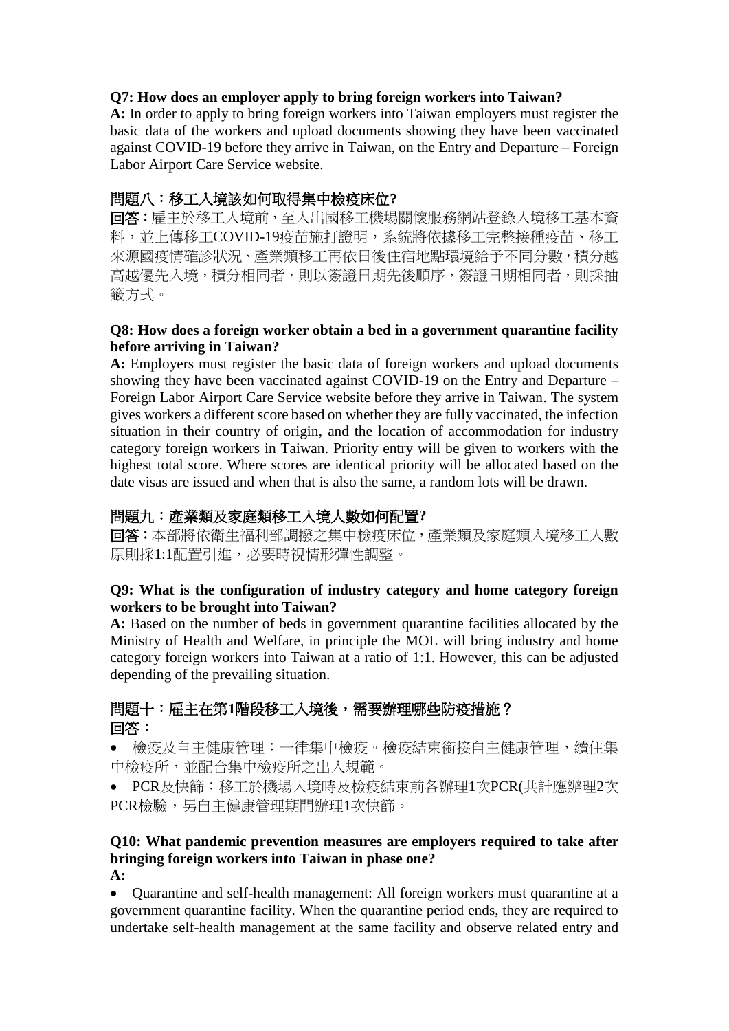**Q7: How does an employer apply to bring foreign workers into Taiwan?**

**A:** In order to apply to bring foreign workers into Taiwan employers must register the basic data of the workers and upload documents showing they have been vaccinated against COVID-19 before they arrive in Taiwan, on the Entry and Departure – Foreign Labor Airport Care Service website.

**問題八：移工入境該如何取得集中檢疫床位?**

**回答：**雇主於移工入境前，至入出國移工機場關懷服務網站登錄入境移工基本資料，並上傳移工COVID-19疫苗施打證明，系統將依據移工完整接種疫苗、移工來源國疫情確診狀況、產業類移工再依日後住宿地點環境給予不同分數，積分越高越優先入境，積分相同者，則以簽證日期先後順序，簽證日期相同者，則採抽籤方式。

**Q8: How does a foreign worker obtain a bed in a government quarantine facility before arriving in Taiwan?**

**A:** Employers must register the basic data of foreign workers and upload documents showing they have been vaccinated against COVID-19 on the Entry and Departure – Foreign Labor Airport Care Service website before they arrive in Taiwan. The system gives workers a different score based on whether they are fully vaccinated, the infection situation in their country of origin, and the location of accommodation for industry category foreign workers in Taiwan. Priority entry will be given to workers with the highest total score. Where scores are identical priority will be allocated based on the date visas are issued and when that is also the same, a random lots will be drawn.

**問題九：產業類及家庭類移工入境人數如何配置?**

**回答：**本部將依衛生福利部調撥之集中檢疫床位，產業類及家庭類入境移工人數原則採1:1配置引進，必要時視情形彈性調整。

**Q9: What is the configuration of industry category and home category foreign workers to be brought into Taiwan?**

**A:** Based on the number of beds in government quarantine facilities allocated by the Ministry of Health and Welfare, in principle the MOL will bring industry and home category foreign workers into Taiwan at a ratio of 1:1. However, this can be adjusted depending of the prevailing situation.

**問題十：雇主在第1階段移工入境後，需要辦理哪些防疫措施？**

**回答：**

- 檢疫及自主健康管理：一律集中檢疫。檢疫結束銜接自主健康管理，續住集中檢疫所，並配合集中檢疫所之出入規範。
- PCR及快篩：移工於機場入境時及檢疫結束前各辦理1次PCR(共計應辦理2次PCR檢驗，另自主健康管理期間辦理1次快篩。

**Q10: What pandemic prevention measures are employers required to take after bringing foreign workers into Taiwan in phase one?**

**A:**

- Quarantine and self-health management: All foreign workers must quarantine at a government quarantine facility. When the quarantine period ends, they are required to undertake self-health management at the same facility and observe related entry and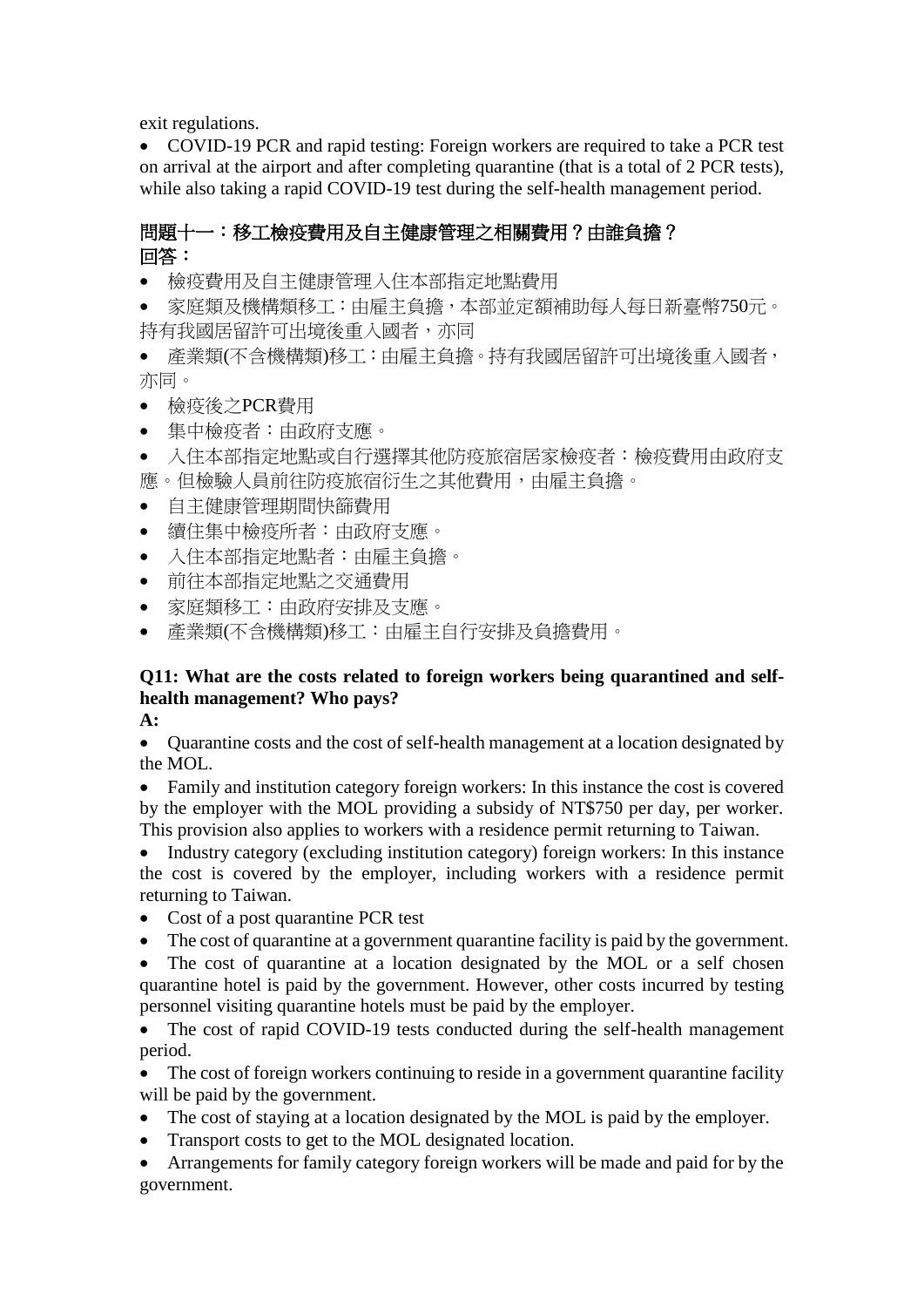exit regulations.

- COVID-19 PCR and rapid testing: Foreign workers are required to take a PCR test on arrival at the airport and after completing quarantine (that is a total of 2 PCR tests), while also taking a rapid COVID-19 test during the self-health management period.

## 問題十一：移工檢疫費用及自主健康管理之相關費用？由誰負擔？

**回答：**

- 檢疫費用及自主健康管理入住本部指定地點費用
- 家庭類及機構類移工：由雇主負擔，本部並定額補助每人每日新臺幣750元。持有我國居留許可出境後重入國者，亦同
- 產業類(不含機構類)移工：由雇主負擔。持有我國居留許可出境後重入國者，亦同。
- 檢疫後之PCR費用
- 集中檢疫者：由政府支應。
- 入住本部指定地點或自行選擇其他防疫旅宿居家檢疫者：檢疫費用由政府支應。但檢驗人員前往防疫旅宿衍生之其他費用，由雇主負擔。
- 自主健康管理期間快篩費用
- 續住集中檢疫所者：由政府支應。
- 入住本部指定地點者：由雇主負擔。
- 前往本部指定地點之交通費用
- 家庭類移工：由政府安排及支應。
- 產業類(不含機構類)移工：由雇主自行安排及負擔費用。

## Q11: What are the costs related to foreign workers being quarantined and self-health management? Who pays?

**A:**

- Quarantine costs and the cost of self-health management at a location designated by the MOL.
- Family and institution category foreign workers: In this instance the cost is covered by the employer with the MOL providing a subsidy of NT$750 per day, per worker. This provision also applies to workers with a residence permit returning to Taiwan.
- Industry category (excluding institution category) foreign workers: In this instance the cost is covered by the employer, including workers with a residence permit returning to Taiwan.
- Cost of a post quarantine PCR test
- The cost of quarantine at a government quarantine facility is paid by the government.
- The cost of quarantine at a location designated by the MOL or a self chosen quarantine hotel is paid by the government. However, other costs incurred by testing personnel visiting quarantine hotels must be paid by the employer.
- The cost of rapid COVID-19 tests conducted during the self-health management period.
- The cost of foreign workers continuing to reside in a government quarantine facility will be paid by the government.
- The cost of staying at a location designated by the MOL is paid by the employer.
- Transport costs to get to the MOL designated location.
- Arrangements for family category foreign workers will be made and paid for by the government.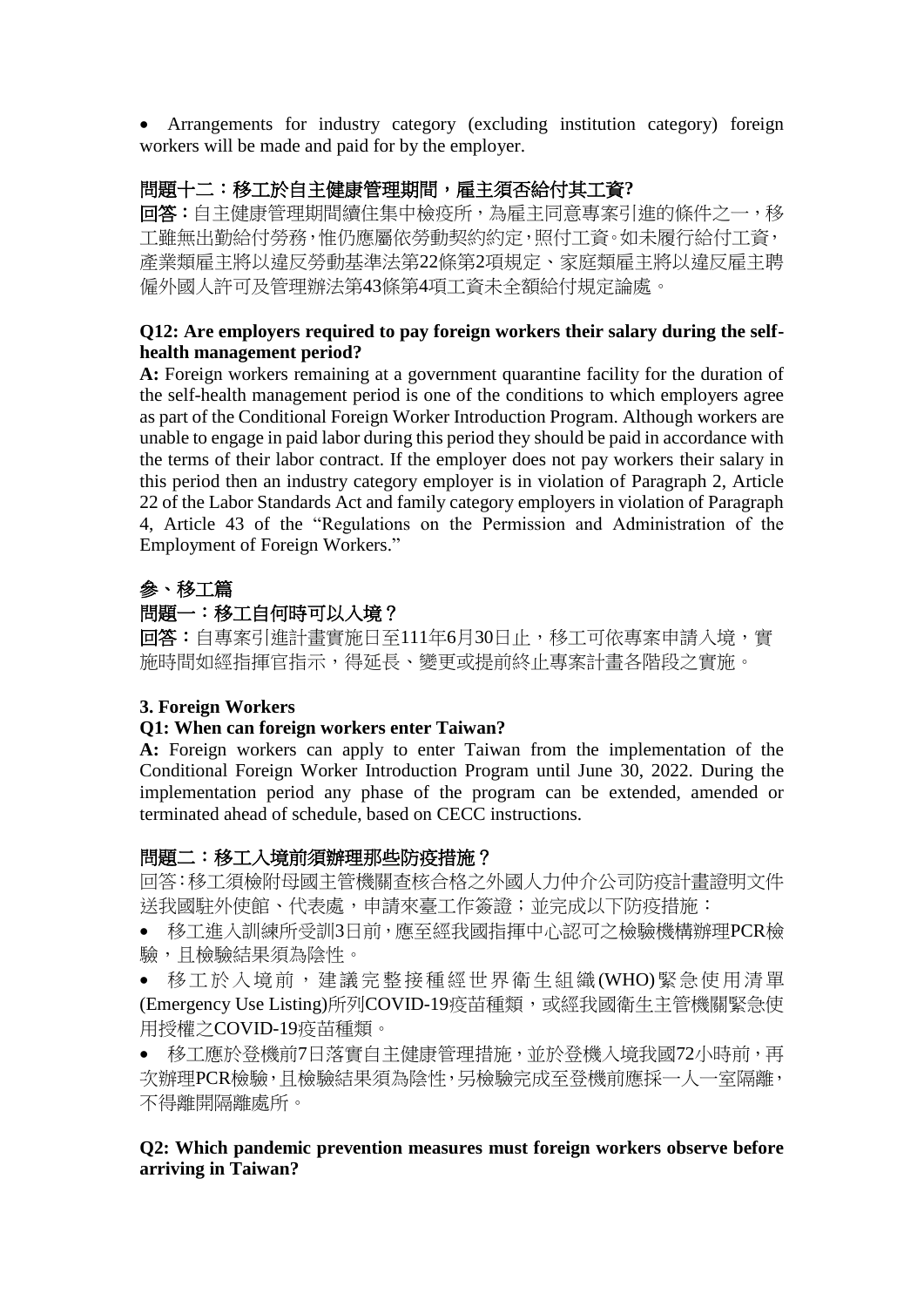- Arrangements for industry category (excluding institution category) foreign workers will be made and paid for by the employer.

**問題十二：移工於自主健康管理期間，雇主須否給付其工資?**

**回答：**自主健康管理期間續住集中檢疫所，為雇主同意專案引進的條件之一，移工雖無出勤給付勞務，惟仍應屬依勞動契約約定，照付工資。如未履行給付工資，產業類雇主將以違反勞動基準法第22條第2項規定、家庭類雇主將以違反雇主聘僱外國人許可及管理辦法第43條第4項工資未全額給付規定論處。

**Q12: Are employers required to pay foreign workers their salary during the self-health management period?**

**A:** Foreign workers remaining at a government quarantine facility for the duration of the self-health management period is one of the conditions to which employers agree as part of the Conditional Foreign Worker Introduction Program. Although workers are unable to engage in paid labor during this period they should be paid in accordance with the terms of their labor contract. If the employer does not pay workers their salary in this period then an industry category employer is in violation of Paragraph 2, Article 22 of the Labor Standards Act and family category employers in violation of Paragraph 4, Article 43 of the "Regulations on the Permission and Administration of the Employment of Foreign Workers."

## 參、移工篇

**問題一：移工自何時可以入境？**

**回答：**自專案引進計畫實施日至111年6月30日止，移工可依專案申請入境，實施時間如經指揮官指示，得延長、變更或提前終止專案計畫各階段之實施。

## 3. Foreign Workers

**Q1: When can foreign workers enter Taiwan?**

**A:** Foreign workers can apply to enter Taiwan from the implementation of the Conditional Foreign Worker Introduction Program until June 30, 2022. During the implementation period any phase of the program can be extended, amended or terminated ahead of schedule, based on CECC instructions.

**問題二：移工入境前須辦理那些防疫措施？**

回答：移工須檢附母國主管機關查核合格之外國人力仲介公司防疫計畫證明文件送我國駐外使館、代表處，申請來臺工作簽證；並完成以下防疫措施：

- 移工進入訓練所受訓3日前，應至經我國指揮中心認可之檢驗機構辦理PCR檢驗，且檢驗結果須為陰性。
- 移工於入境前，建議完整接種經世界衛生組織(WHO)緊急使用清單(Emergency Use Listing)所列COVID-19疫苗種類，或經我國衛生主管機關緊急使用授權之COVID-19疫苗種類。
- 移工應於登機前7日落實自主健康管理措施，並於登機入境我國72小時前，再次辦理PCR檢驗，且檢驗結果須為陰性，另檢驗完成至登機前應採一人一室隔離，不得離開隔離處所。

**Q2: Which pandemic prevention measures must foreign workers observe before arriving in Taiwan?**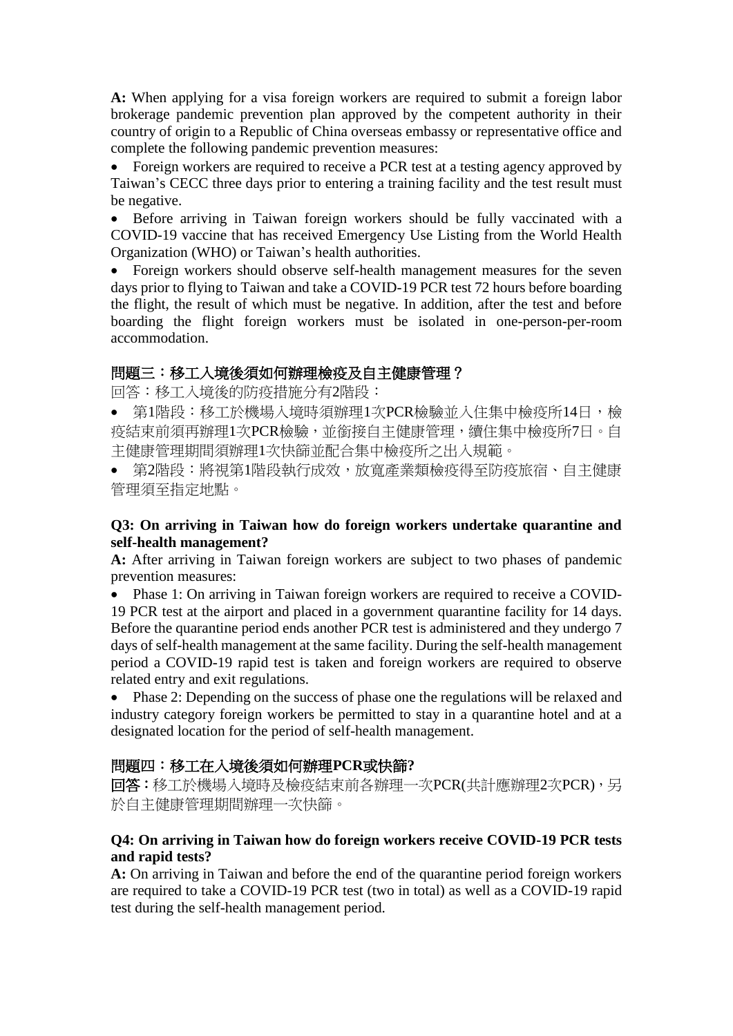**A:** When applying for a visa foreign workers are required to submit a foreign labor brokerage pandemic prevention plan approved by the competent authority in their country of origin to a Republic of China overseas embassy or representative office and complete the following pandemic prevention measures:

- Foreign workers are required to receive a PCR test at a testing agency approved by Taiwan's CECC three days prior to entering a training facility and the test result must be negative.
- Before arriving in Taiwan foreign workers should be fully vaccinated with a COVID-19 vaccine that has received Emergency Use Listing from the World Health Organization (WHO) or Taiwan's health authorities.
- Foreign workers should observe self-health management measures for the seven days prior to flying to Taiwan and take a COVID-19 PCR test 72 hours before boarding the flight, the result of which must be negative. In addition, after the test and before boarding the flight foreign workers must be isolated in one-person-per-room accommodation.

## 問題三：移工入境後須如何辦理檢疫及自主健康管理？

回答：移工入境後的防疫措施分有2階段：

- 第1階段：移工於機場入境時須辦理1次PCR檢驗並入住集中檢疫所14日，檢疫結束前須再辦理1次PCR檢驗，並銜接自主健康管理，續住集中檢疫所7日。自主健康管理期間須辦理1次快篩並配合集中檢疫所之出入規範。
- 第2階段：將視第1階段執行成效，放寬產業類檢疫得至防疫旅宿、自主健康管理須至指定地點。

## Q3: On arriving in Taiwan how do foreign workers undertake quarantine and self-health management?

**A:** After arriving in Taiwan foreign workers are subject to two phases of pandemic prevention measures:

- Phase 1: On arriving in Taiwan foreign workers are required to receive a COVID-19 PCR test at the airport and placed in a government quarantine facility for 14 days. Before the quarantine period ends another PCR test is administered and they undergo 7 days of self-health management at the same facility. During the self-health management period a COVID-19 rapid test is taken and foreign workers are required to observe related entry and exit regulations.
- Phase 2: Depending on the success of phase one the regulations will be relaxed and industry category foreign workers be permitted to stay in a quarantine hotel and at a designated location for the period of self-health management.

## 問題四：移工在入境後須如何辦理PCR或快篩?

**回答：**移工於機場入境時及檢疫結束前各辦理一次PCR(共計應辦理2次PCR)，另於自主健康管理期間辦理一次快篩。

## Q4: On arriving in Taiwan how do foreign workers receive COVID-19 PCR tests and rapid tests?

**A:** On arriving in Taiwan and before the end of the quarantine period foreign workers are required to take a COVID-19 PCR test (two in total) as well as a COVID-19 rapid test during the self-health management period.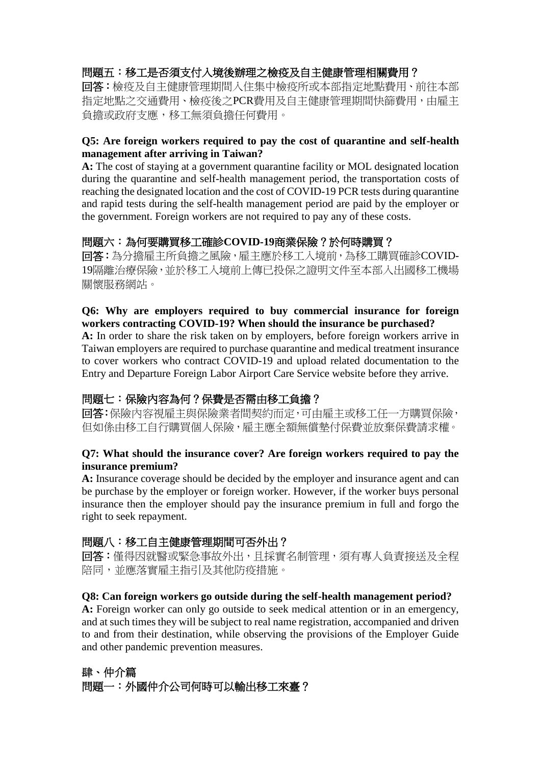**問題五：移工是否須支付入境後辦理之檢疫及自主健康管理相關費用？**

**回答：**檢疫及自主健康管理期間入住集中檢疫所或本部指定地點費用、前往本部指定地點之交通費用、檢疫後之PCR費用及自主健康管理期間快篩費用，由雇主負擔或政府支應，移工無須負擔任何費用。

**Q5: Are foreign workers required to pay the cost of quarantine and self-health management after arriving in Taiwan?**

**A:** The cost of staying at a government quarantine facility or MOL designated location during the quarantine and self-health management period, the transportation costs of reaching the designated location and the cost of COVID-19 PCR tests during quarantine and rapid tests during the self-health management period are paid by the employer or the government. Foreign workers are not required to pay any of these costs.

**問題六：為何要購買移工確診COVID-19商業保險？於何時購買？**

**回答：**為分擔雇主所負擔之風險，雇主應於移工入境前，為移工購買確診COVID-19隔離治療保險，並於移工入境前上傳已投保之證明文件至本部入出國移工機場關懷服務網站。

**Q6: Why are employers required to buy commercial insurance for foreign workers contracting COVID-19? When should the insurance be purchased?**

**A:** In order to share the risk taken on by employers, before foreign workers arrive in Taiwan employers are required to purchase quarantine and medical treatment insurance to cover workers who contract COVID-19 and upload related documentation to the Entry and Departure Foreign Labor Airport Care Service website before they arrive.

**問題七：保險內容為何？保費是否需由移工負擔？**

**回答：**保險內容視雇主與保險業者間契約而定，可由雇主或移工任一方購買保險，但如係由移工自行購買個人保險，雇主應全額無償墊付保費並放棄保費請求權。

**Q7: What should the insurance cover? Are foreign workers required to pay the insurance premium?**

**A:** Insurance coverage should be decided by the employer and insurance agent and can be purchase by the employer or foreign worker. However, if the worker buys personal insurance then the employer should pay the insurance premium in full and forgo the right to seek repayment.

**問題八：移工自主健康管理期間可否外出？**

**回答：**僅得因就醫或緊急事故外出，且採實名制管理，須有專人負責接送及全程陪同，並應落實雇主指引及其他防疫措施。

**Q8: Can foreign workers go outside during the self-health management period?**

**A:** Foreign worker can only go outside to seek medical attention or in an emergency, and at such times they will be subject to real name registration, accompanied and driven to and from their destination, while observing the provisions of the Employer Guide and other pandemic prevention measures.

## 肆、仲介篇

**問題一：外國仲介公司何時可以輸出移工來臺？**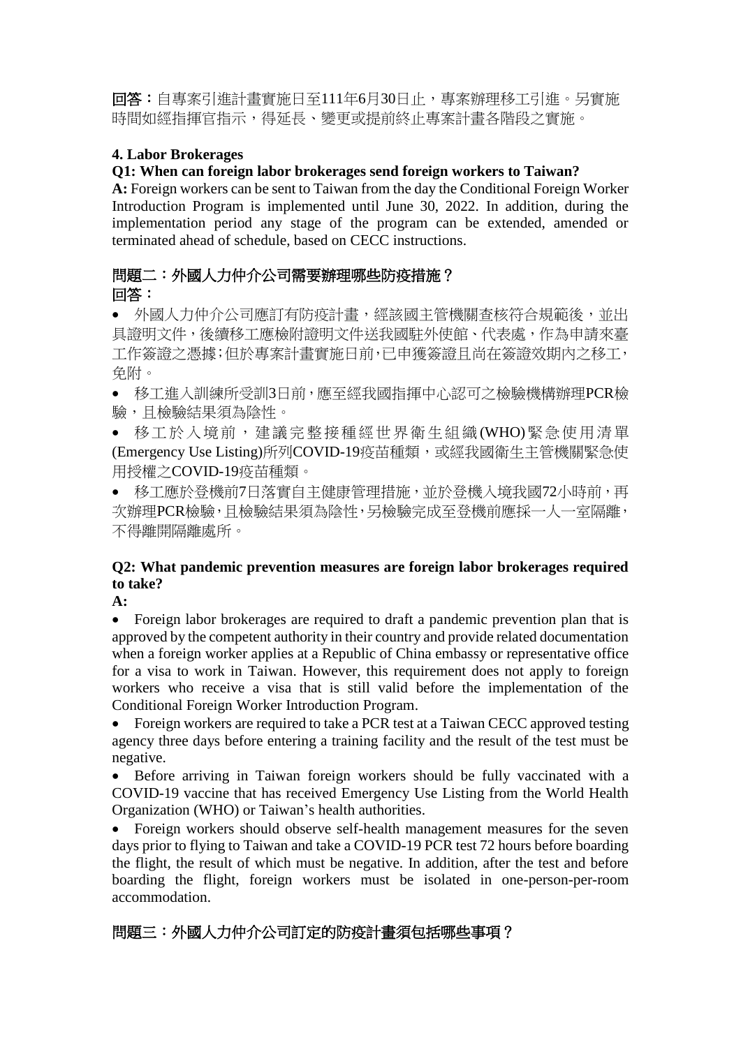**回答：**自專案引進計畫實施日至111年6月30日止，專案辦理移工引進。另實施時間如經指揮官指示，得延長、變更或提前終止專案計畫各階段之實施。

**4. Labor Brokerages**

**Q1: When can foreign labor brokerages send foreign workers to Taiwan?**

**A:** Foreign workers can be sent to Taiwan from the day the Conditional Foreign Worker Introduction Program is implemented until June 30, 2022. In addition, during the implementation period any stage of the program can be extended, amended or terminated ahead of schedule, based on CECC instructions.

**問題二：外國人力仲介公司需要辦理哪些防疫措施？**

**回答：**

- 外國人力仲介公司應訂有防疫計畫，經該國主管機關查核符合規範後，並出具證明文件，後續移工應檢附證明文件送我國駐外使館、代表處，作為申請來臺工作簽證之憑據；但於專案計畫實施日前，已申獲簽證且尚在簽證效期內之移工，免附。
- 移工進入訓練所受訓3日前，應至經我國指揮中心認可之檢驗機構辦理PCR檢驗，且檢驗結果須為陰性。
- 移工於入境前，建議完整接種經世界衛生組織(WHO)緊急使用清單(Emergency Use Listing)所列COVID-19疫苗種類，或經我國衛生主管機關緊急使用授權之COVID-19疫苗種類。
- 移工應於登機前7日落實自主健康管理措施，並於登機入境我國72小時前，再次辦理PCR檢驗，且檢驗結果須為陰性，另檢驗完成至登機前應採一人一室隔離，不得離開隔離處所。

**Q2: What pandemic prevention measures are foreign labor brokerages required to take?**

**A:**

- Foreign labor brokerages are required to draft a pandemic prevention plan that is approved by the competent authority in their country and provide related documentation when a foreign worker applies at a Republic of China embassy or representative office for a visa to work in Taiwan. However, this requirement does not apply to foreign workers who receive a visa that is still valid before the implementation of the Conditional Foreign Worker Introduction Program.
- Foreign workers are required to take a PCR test at a Taiwan CECC approved testing agency three days before entering a training facility and the result of the test must be negative.
- Before arriving in Taiwan foreign workers should be fully vaccinated with a COVID-19 vaccine that has received Emergency Use Listing from the World Health Organization (WHO) or Taiwan's health authorities.
- Foreign workers should observe self-health management measures for the seven days prior to flying to Taiwan and take a COVID-19 PCR test 72 hours before boarding the flight, the result of which must be negative. In addition, after the test and before boarding the flight, foreign workers must be isolated in one-person-per-room accommodation.

**問題三：外國人力仲介公司訂定的防疫計畫須包括哪些事項？**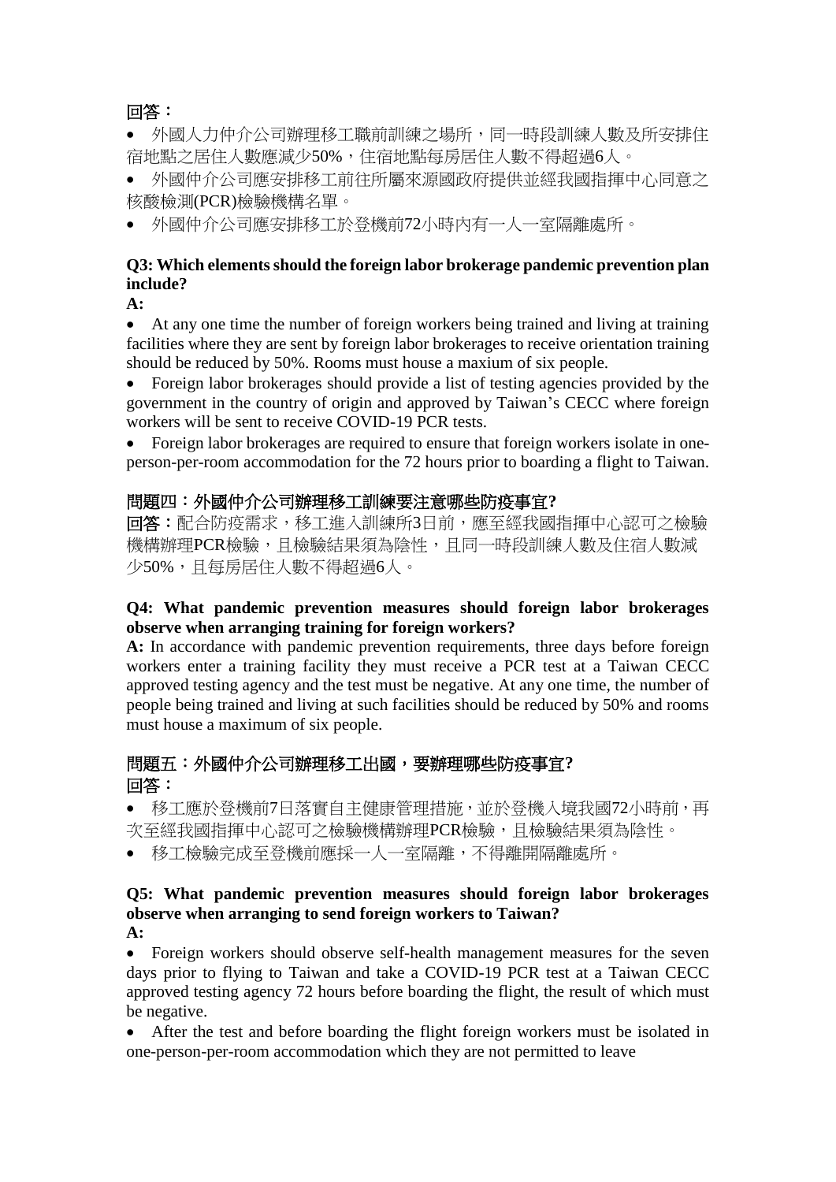**回答：**

- 外國人力仲介公司辦理移工職前訓練之場所，同一時段訓練人數及所安排住宿地點之居住人數應減少50%，住宿地點每房居住人數不得超過6人。
- 外國仲介公司應安排移工前往所屬來源國政府提供並經我國指揮中心同意之核酸檢測(PCR)檢驗機構名單。
- 外國仲介公司應安排移工於登機前72小時內有一人一室隔離處所。

**Q3: Which elements should the foreign labor brokerage pandemic prevention plan include?**

**A:**

- At any one time the number of foreign workers being trained and living at training facilities where they are sent by foreign labor brokerages to receive orientation training should be reduced by 50%. Rooms must house a maxium of six people.
- Foreign labor brokerages should provide a list of testing agencies provided by the government in the country of origin and approved by Taiwan's CECC where foreign workers will be sent to receive COVID-19 PCR tests.
- Foreign labor brokerages are required to ensure that foreign workers isolate in one-person-per-room accommodation for the 72 hours prior to boarding a flight to Taiwan.

**問題四：外國仲介公司辦理移工訓練要注意哪些防疫事宜?**

**回答：**配合防疫需求，移工進入訓練所3日前，應至經我國指揮中心認可之檢驗機構辦理PCR檢驗，且檢驗結果須為陰性，且同一時段訓練人數及住宿人數減少50%，且每房居住人數不得超過6人。

**Q4: What pandemic prevention measures should foreign labor brokerages observe when arranging training for foreign workers?**

**A:** In accordance with pandemic prevention requirements, three days before foreign workers enter a training facility they must receive a PCR test at a Taiwan CECC approved testing agency and the test must be negative. At any one time, the number of people being trained and living at such facilities should be reduced by 50% and rooms must house a maximum of six people.

**問題五：外國仲介公司辦理移工出國，要辦理哪些防疫事宜?**

**回答：**

- 移工應於登機前7日落實自主健康管理措施，並於登機入境我國72小時前，再次至經我國指揮中心認可之檢驗機構辦理PCR檢驗，且檢驗結果須為陰性。
- 移工檢驗完成至登機前應採一人一室隔離，不得離開隔離處所。

**Q5: What pandemic prevention measures should foreign labor brokerages observe when arranging to send foreign workers to Taiwan?**

**A:**

- Foreign workers should observe self-health management measures for the seven days prior to flying to Taiwan and take a COVID-19 PCR test at a Taiwan CECC approved testing agency 72 hours before boarding the flight, the result of which must be negative.
- After the test and before boarding the flight foreign workers must be isolated in one-person-per-room accommodation which they are not permitted to leave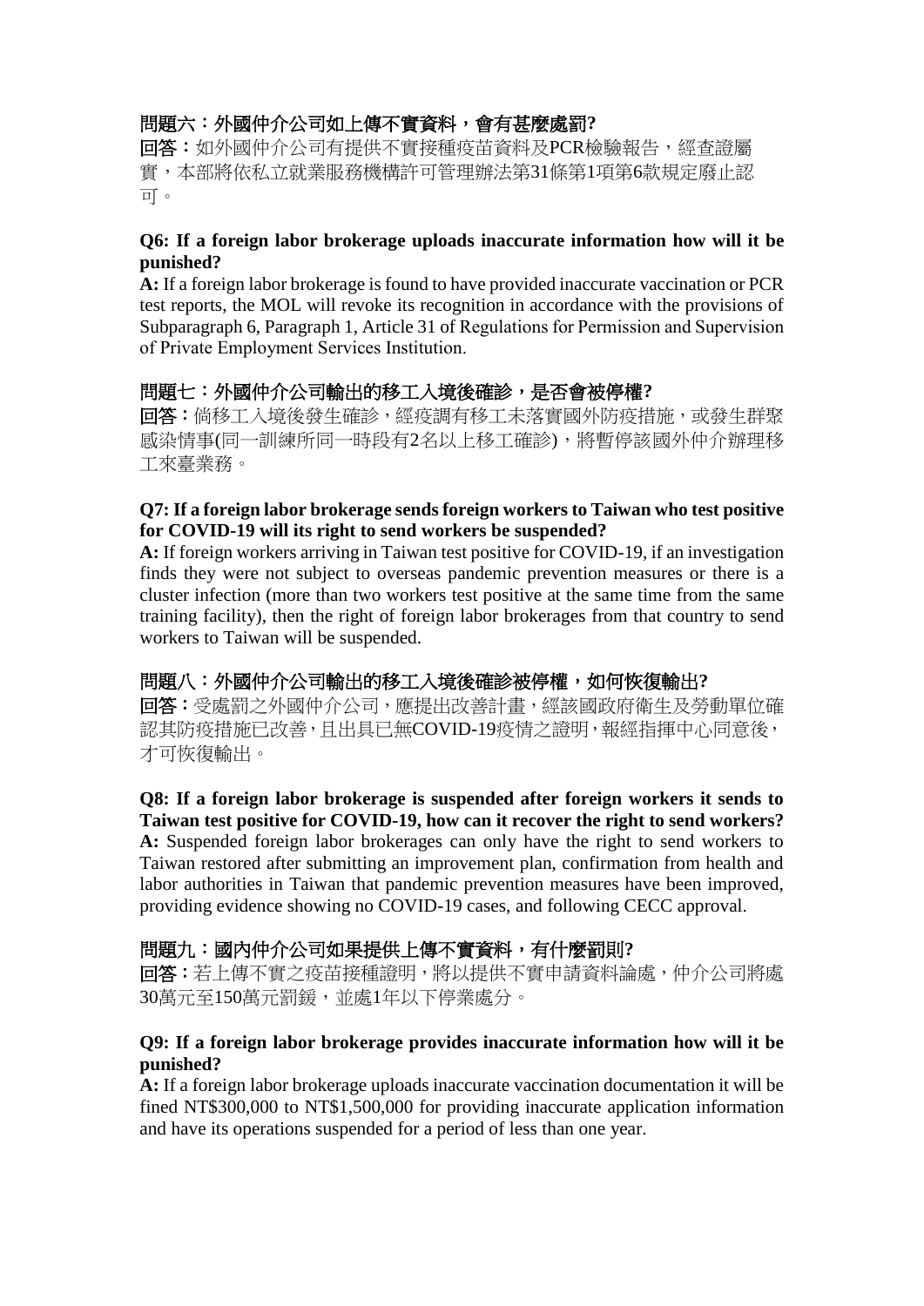**問題六：外國仲介公司如上傳不實資料，會有甚麼處罰?**

**回答：**如外國仲介公司有提供不實接種疫苗資料及PCR檢驗報告，經查證屬實，本部將依私立就業服務機構許可管理辦法第31條第1項第6款規定廢止認可。

**Q6: If a foreign labor brokerage uploads inaccurate information how will it be punished?**

**A:** If a foreign labor brokerage is found to have provided inaccurate vaccination or PCR test reports, the MOL will revoke its recognition in accordance with the provisions of Subparagraph 6, Paragraph 1, Article 31 of Regulations for Permission and Supervision of Private Employment Services Institution.

**問題七：外國仲介公司輸出的移工入境後確診，是否會被停權?**

**回答：**倘移工入境後發生確診，經疫調有移工未落實國外防疫措施，或發生群聚感染情事(同一訓練所同一時段有2名以上移工確診)，將暫停該國外仲介辦理移工來臺業務。

**Q7: If a foreign labor brokerage sends foreign workers to Taiwan who test positive for COVID-19 will its right to send workers be suspended?**

**A:** If foreign workers arriving in Taiwan test positive for COVID-19, if an investigation finds they were not subject to overseas pandemic prevention measures or there is a cluster infection (more than two workers test positive at the same time from the same training facility), then the right of foreign labor brokerages from that country to send workers to Taiwan will be suspended.

**問題八：外國仲介公司輸出的移工入境後確診被停權，如何恢復輸出?**

**回答：**受處罰之外國仲介公司，應提出改善計畫，經該國政府衛生及勞動單位確認其防疫措施已改善，且出具已無COVID-19疫情之證明，報經指揮中心同意後，才可恢復輸出。

**Q8: If a foreign labor brokerage is suspended after foreign workers it sends to Taiwan test positive for COVID-19, how can it recover the right to send workers?**

**A:** Suspended foreign labor brokerages can only have the right to send workers to Taiwan restored after submitting an improvement plan, confirmation from health and labor authorities in Taiwan that pandemic prevention measures have been improved, providing evidence showing no COVID-19 cases, and following CECC approval.

**問題九：國內仲介公司如果提供上傳不實資料，有什麼罰則?**

**回答：**若上傳不實之疫苗接種證明，將以提供不實申請資料論處，仲介公司將處30萬元至150萬元罰鍰，並處1年以下停業處分。

**Q9: If a foreign labor brokerage provides inaccurate information how will it be punished?**

**A:** If a foreign labor brokerage uploads inaccurate vaccination documentation it will be fined NT$300,000 to NT$1,500,000 for providing inaccurate application information and have its operations suspended for a period of less than one year.